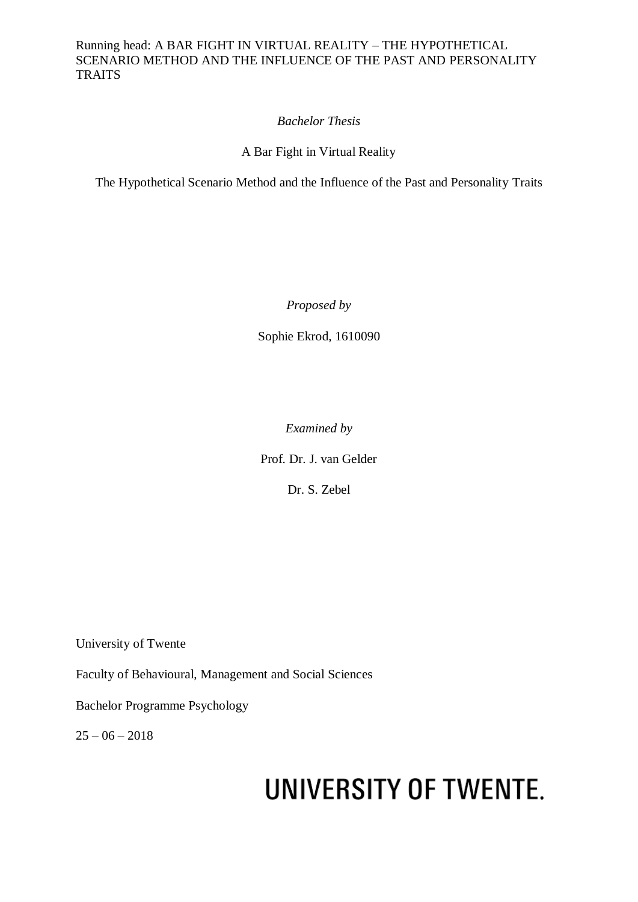*Bachelor Thesis*

A Bar Fight in Virtual Reality

The Hypothetical Scenario Method and the Influence of the Past and Personality Traits

*Proposed by*

Sophie Ekrod, 1610090

*Examined by*

Prof. Dr. J. van Gelder

Dr. S. Zebel

University of Twente

Faculty of Behavioural, Management and Social Sciences

Bachelor Programme Psychology

25 – 06 – 2018

UNIVERSITY OF TWENTE.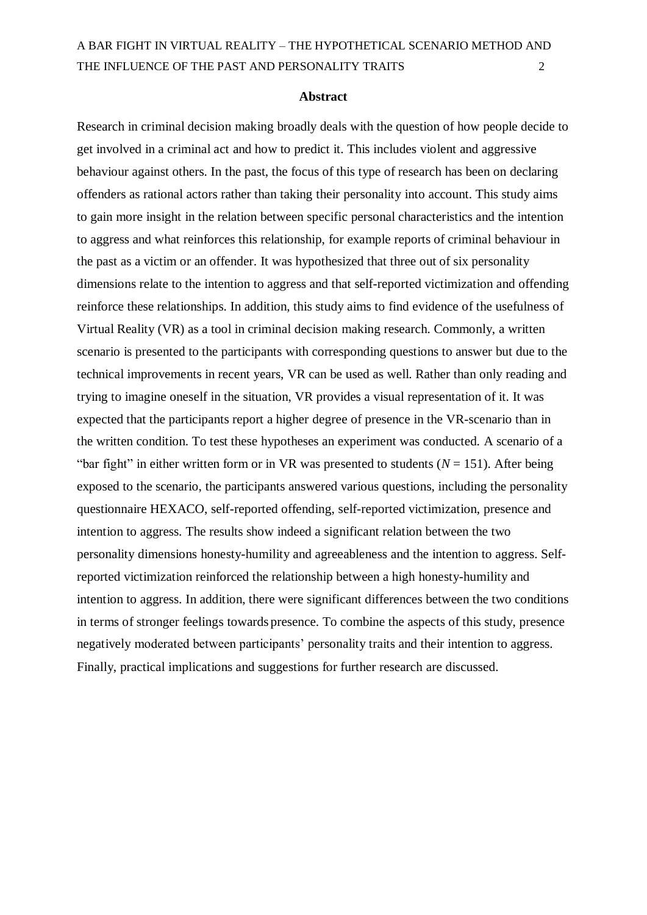## Abstract

Research in criminal decision making broadly deals with the question of how people decide to get involved in a criminal act and how to predict it. This includes violent and aggressive behaviour against others. In the past, the focus of this type of research has been on declaring offenders as rational actors rather than taking their personality into account. This study aims to gain more insight in the relation between specific personal characteristics and the intention to aggress and what reinforces this relationship, for example reports of criminal behaviour in the past as a victim or an offender. It was hypothesized that three out of six personality dimensions relate to the intention to aggress and that self-reported victimization and offending reinforce these relationships. In addition, this study aims to find evidence of the usefulness of Virtual Reality (VR) as a tool in criminal decision making research. Commonly, a written scenario is presented to the participants with corresponding questions to answer but due to the technical improvements in recent years, VR can be used as well. Rather than only reading and trying to imagine oneself in the situation, VR provides a visual representation of it. It was expected that the participants report a higher degree of presence in the VR-scenario than in the written condition. To test these hypotheses an experiment was conducted. A scenario of a "bar fight" in either written form or in VR was presented to students ($N = 151$). After being exposed to the scenario, the participants answered various questions, including the personality questionnaire HEXACO, self-reported offending, self-reported victimization, presence and intention to aggress. The results show indeed a significant relation between the two personality dimensions honesty-humility and agreeableness and the intention to aggress. Self-reported victimization reinforced the relationship between a high honesty-humility and intention to aggress. In addition, there were significant differences between the two conditions in terms of stronger feelings towards presence. To combine the aspects of this study, presence negatively moderated between participants' personality traits and their intention to aggress. Finally, practical implications and suggestions for further research are discussed.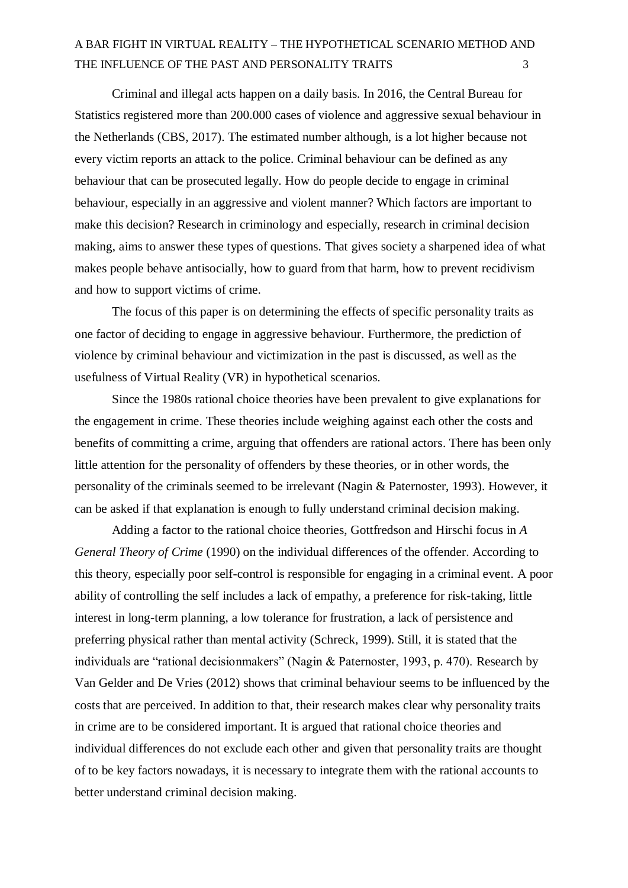Criminal and illegal acts happen on a daily basis. In 2016, the Central Bureau for Statistics registered more than 200.000 cases of violence and aggressive sexual behaviour in the Netherlands (CBS, 2017). The estimated number although, is a lot higher because not every victim reports an attack to the police. Criminal behaviour can be defined as any behaviour that can be prosecuted legally. How do people decide to engage in criminal behaviour, especially in an aggressive and violent manner? Which factors are important to make this decision? Research in criminology and especially, research in criminal decision making, aims to answer these types of questions. That gives society a sharpened idea of what makes people behave antisocially, how to guard from that harm, how to prevent recidivism and how to support victims of crime.

The focus of this paper is on determining the effects of specific personality traits as one factor of deciding to engage in aggressive behaviour. Furthermore, the prediction of violence by criminal behaviour and victimization in the past is discussed, as well as the usefulness of Virtual Reality (VR) in hypothetical scenarios.

Since the 1980s rational choice theories have been prevalent to give explanations for the engagement in crime. These theories include weighing against each other the costs and benefits of committing a crime, arguing that offenders are rational actors. There has been only little attention for the personality of offenders by these theories, or in other words, the personality of the criminals seemed to be irrelevant (Nagin & Paternoster, 1993). However, it can be asked if that explanation is enough to fully understand criminal decision making.

Adding a factor to the rational choice theories, Gottfredson and Hirschi focus in *A General Theory of Crime* (1990) on the individual differences of the offender. According to this theory, especially poor self-control is responsible for engaging in a criminal event. A poor ability of controlling the self includes a lack of empathy, a preference for risk-taking, little interest in long-term planning, a low tolerance for frustration, a lack of persistence and preferring physical rather than mental activity (Schreck, 1999). Still, it is stated that the individuals are "rational decisionmakers" (Nagin & Paternoster, 1993, p. 470). Research by Van Gelder and De Vries (2012) shows that criminal behaviour seems to be influenced by the costs that are perceived. In addition to that, their research makes clear why personality traits in crime are to be considered important. It is argued that rational choice theories and individual differences do not exclude each other and given that personality traits are thought of to be key factors nowadays, it is necessary to integrate them with the rational accounts to better understand criminal decision making.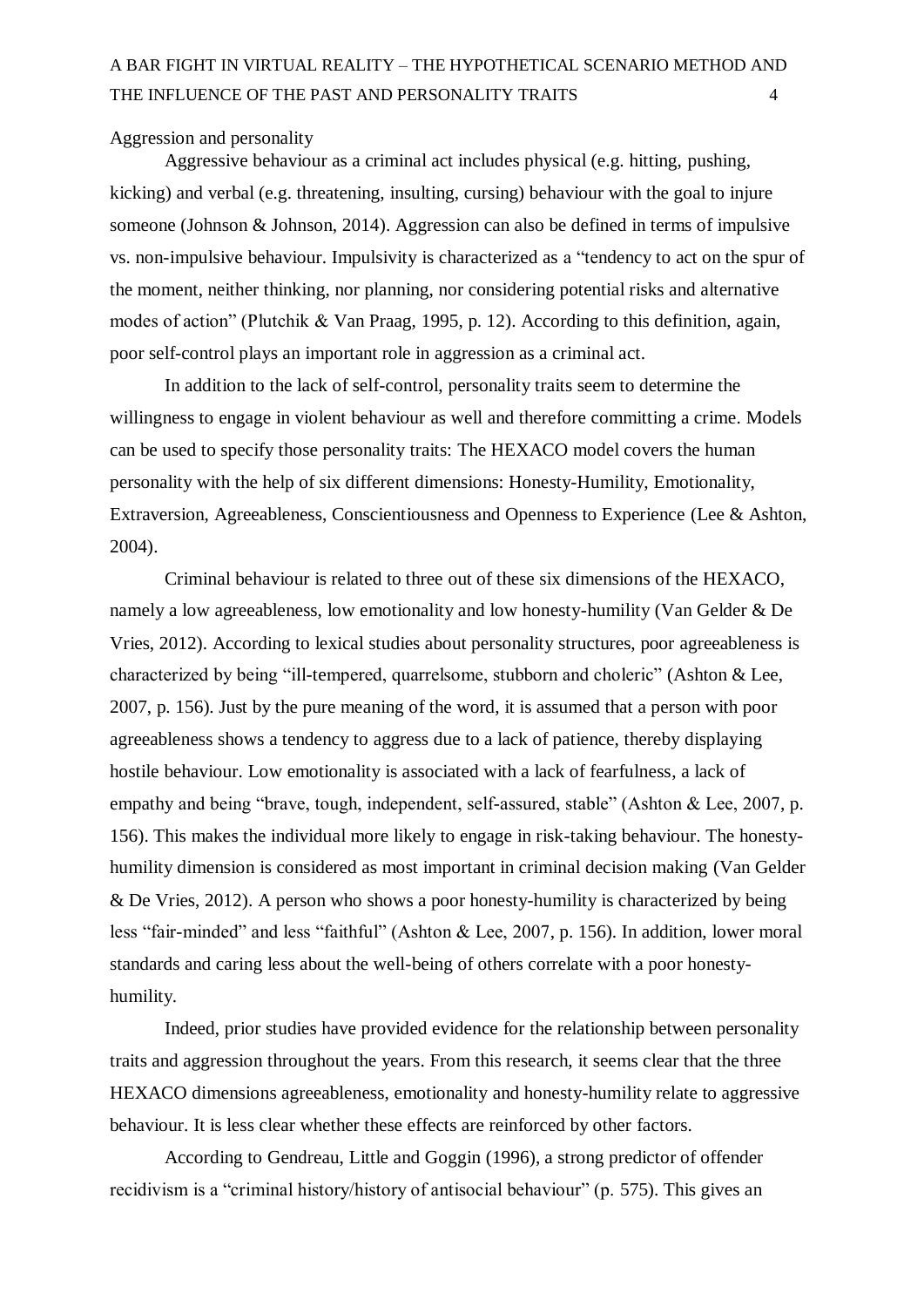### Aggression and personality

Aggressive behaviour as a criminal act includes physical (e.g. hitting, pushing, kicking) and verbal (e.g. threatening, insulting, cursing) behaviour with the goal to injure someone (Johnson & Johnson, 2014). Aggression can also be defined in terms of impulsive vs. non-impulsive behaviour. Impulsivity is characterized as a "tendency to act on the spur of the moment, neither thinking, nor planning, nor considering potential risks and alternative modes of action" (Plutchik & Van Praag, 1995, p. 12). According to this definition, again, poor self-control plays an important role in aggression as a criminal act.

In addition to the lack of self-control, personality traits seem to determine the willingness to engage in violent behaviour as well and therefore committing a crime. Models can be used to specify those personality traits: The HEXACO model covers the human personality with the help of six different dimensions: Honesty-Humility, Emotionality, Extraversion, Agreeableness, Conscientiousness and Openness to Experience (Lee & Ashton, 2004).

Criminal behaviour is related to three out of these six dimensions of the HEXACO, namely a low agreeableness, low emotionality and low honesty-humility (Van Gelder & De Vries, 2012). According to lexical studies about personality structures, poor agreeableness is characterized by being "ill-tempered, quarrelsome, stubborn and choleric" (Ashton & Lee, 2007, p. 156). Just by the pure meaning of the word, it is assumed that a person with poor agreeableness shows a tendency to aggress due to a lack of patience, thereby displaying hostile behaviour. Low emotionality is associated with a lack of fearfulness, a lack of empathy and being "brave, tough, independent, self-assured, stable" (Ashton & Lee, 2007, p. 156). This makes the individual more likely to engage in risk-taking behaviour. The honesty-humility dimension is considered as most important in criminal decision making (Van Gelder & De Vries, 2012). A person who shows a poor honesty-humility is characterized by being less "fair-minded" and less "faithful" (Ashton & Lee, 2007, p. 156). In addition, lower moral standards and caring less about the well-being of others correlate with a poor honesty-humility.

Indeed, prior studies have provided evidence for the relationship between personality traits and aggression throughout the years. From this research, it seems clear that the three HEXACO dimensions agreeableness, emotionality and honesty-humility relate to aggressive behaviour. It is less clear whether these effects are reinforced by other factors.

According to Gendreau, Little and Goggin (1996), a strong predictor of offender recidivism is a "criminal history/history of antisocial behaviour" (p. 575). This gives an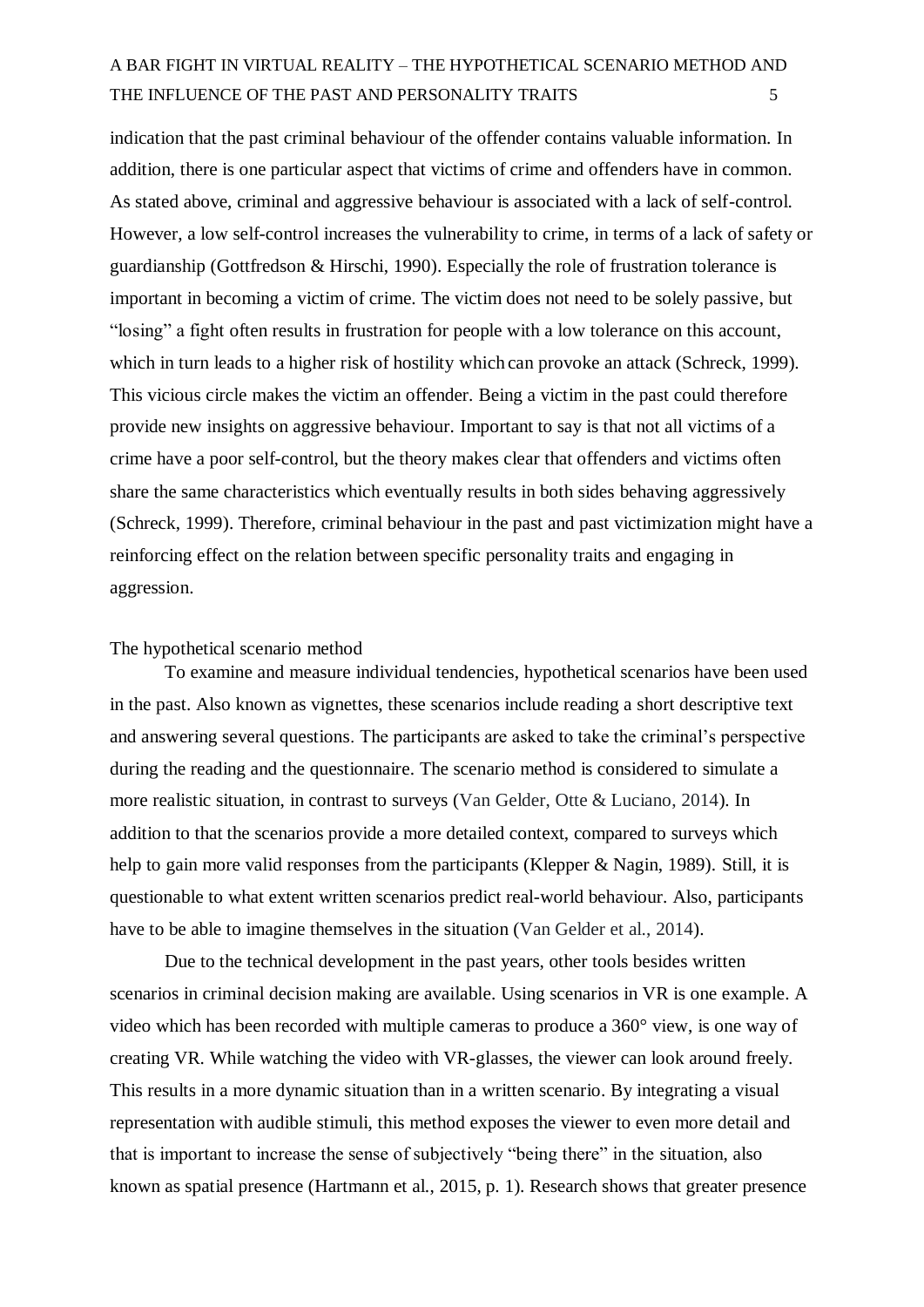indication that the past criminal behaviour of the offender contains valuable information. In addition, there is one particular aspect that victims of crime and offenders have in common. As stated above, criminal and aggressive behaviour is associated with a lack of self-control. However, a low self-control increases the vulnerability to crime, in terms of a lack of safety or guardianship (Gottfredson & Hirschi, 1990). Especially the role of frustration tolerance is important in becoming a victim of crime. The victim does not need to be solely passive, but "losing" a fight often results in frustration for people with a low tolerance on this account, which in turn leads to a higher risk of hostility which can provoke an attack (Schreck, 1999). This vicious circle makes the victim an offender. Being a victim in the past could therefore provide new insights on aggressive behaviour. Important to say is that not all victims of a crime have a poor self-control, but the theory makes clear that offenders and victims often share the same characteristics which eventually results in both sides behaving aggressively (Schreck, 1999). Therefore, criminal behaviour in the past and past victimization might have a reinforcing effect on the relation between specific personality traits and engaging in aggression.

## The hypothetical scenario method

To examine and measure individual tendencies, hypothetical scenarios have been used in the past. Also known as vignettes, these scenarios include reading a short descriptive text and answering several questions. The participants are asked to take the criminal's perspective during the reading and the questionnaire. The scenario method is considered to simulate a more realistic situation, in contrast to surveys (Van Gelder, Otte & Luciano, 2014). In addition to that the scenarios provide a more detailed context, compared to surveys which help to gain more valid responses from the participants (Klepper & Nagin, 1989). Still, it is questionable to what extent written scenarios predict real-world behaviour. Also, participants have to be able to imagine themselves in the situation (Van Gelder et al., 2014).

Due to the technical development in the past years, other tools besides written scenarios in criminal decision making are available. Using scenarios in VR is one example. A video which has been recorded with multiple cameras to produce a 360° view, is one way of creating VR. While watching the video with VR-glasses, the viewer can look around freely. This results in a more dynamic situation than in a written scenario. By integrating a visual representation with audible stimuli, this method exposes the viewer to even more detail and that is important to increase the sense of subjectively "being there" in the situation, also known as spatial presence (Hartmann et al., 2015, p. 1). Research shows that greater presence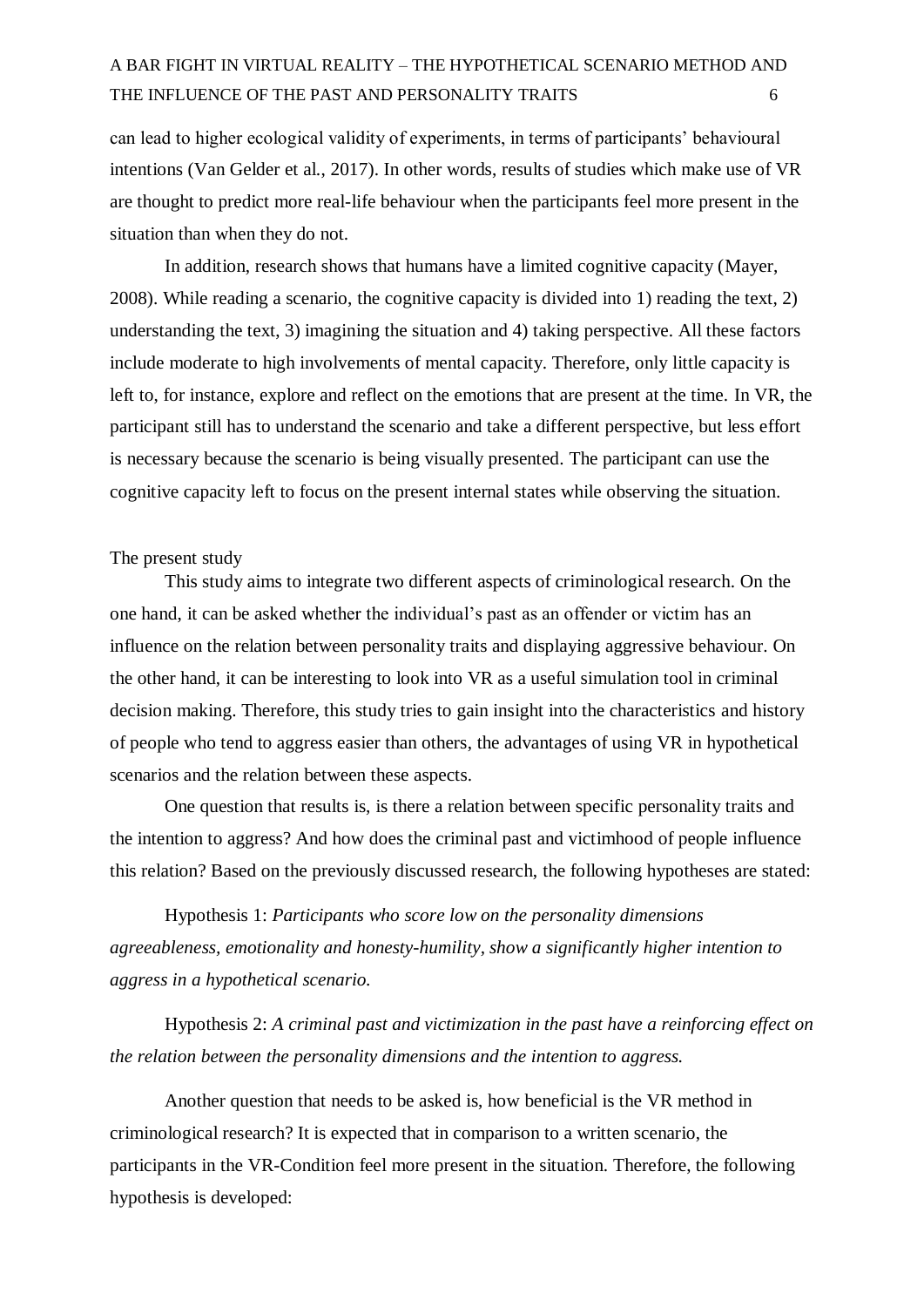can lead to higher ecological validity of experiments, in terms of participants' behavioural intentions (Van Gelder et al., 2017). In other words, results of studies which make use of VR are thought to predict more real-life behaviour when the participants feel more present in the situation than when they do not.

In addition, research shows that humans have a limited cognitive capacity (Mayer, 2008). While reading a scenario, the cognitive capacity is divided into 1) reading the text, 2) understanding the text, 3) imagining the situation and 4) taking perspective. All these factors include moderate to high involvements of mental capacity. Therefore, only little capacity is left to, for instance, explore and reflect on the emotions that are present at the time. In VR, the participant still has to understand the scenario and take a different perspective, but less effort is necessary because the scenario is being visually presented. The participant can use the cognitive capacity left to focus on the present internal states while observing the situation.

## The present study

This study aims to integrate two different aspects of criminological research. On the one hand, it can be asked whether the individual's past as an offender or victim has an influence on the relation between personality traits and displaying aggressive behaviour. On the other hand, it can be interesting to look into VR as a useful simulation tool in criminal decision making. Therefore, this study tries to gain insight into the characteristics and history of people who tend to aggress easier than others, the advantages of using VR in hypothetical scenarios and the relation between these aspects.

One question that results is, is there a relation between specific personality traits and the intention to aggress? And how does the criminal past and victimhood of people influence this relation? Based on the previously discussed research, the following hypotheses are stated:

Hypothesis 1: *Participants who score low on the personality dimensions agreeableness, emotionality and honesty-humility, show a significantly higher intention to aggress in a hypothetical scenario.*

Hypothesis 2: *A criminal past and victimization in the past have a reinforcing effect on the relation between the personality dimensions and the intention to aggress.*

Another question that needs to be asked is, how beneficial is the VR method in criminological research? It is expected that in comparison to a written scenario, the participants in the VR-Condition feel more present in the situation. Therefore, the following hypothesis is developed: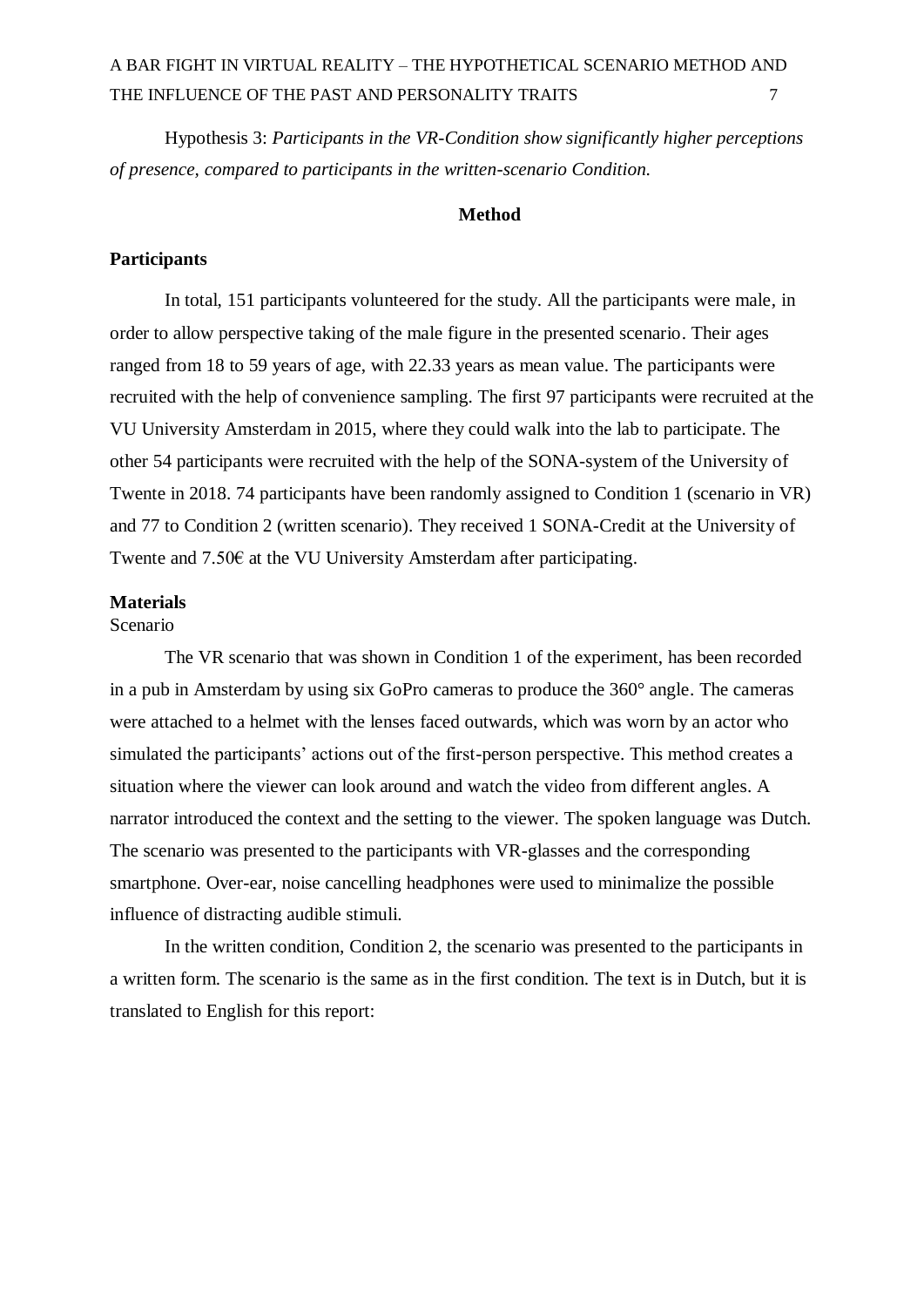Hypothesis 3: *Participants in the VR-Condition show significantly higher perceptions of presence, compared to participants in the written-scenario Condition.*

## Method

### Participants

In total, 151 participants volunteered for the study. All the participants were male, in order to allow perspective taking of the male figure in the presented scenario. Their ages ranged from 18 to 59 years of age, with 22.33 years as mean value. The participants were recruited with the help of convenience sampling. The first 97 participants were recruited at the VU University Amsterdam in 2015, where they could walk into the lab to participate. The other 54 participants were recruited with the help of the SONA-system of the University of Twente in 2018. 74 participants have been randomly assigned to Condition 1 (scenario in VR) and 77 to Condition 2 (written scenario). They received 1 SONA-Credit at the University of Twente and 7.50€ at the VU University Amsterdam after participating.

### Materials

Scenario

The VR scenario that was shown in Condition 1 of the experiment, has been recorded in a pub in Amsterdam by using six GoPro cameras to produce the 360° angle. The cameras were attached to a helmet with the lenses faced outwards, which was worn by an actor who simulated the participants' actions out of the first-person perspective. This method creates a situation where the viewer can look around and watch the video from different angles. A narrator introduced the context and the setting to the viewer. The spoken language was Dutch. The scenario was presented to the participants with VR-glasses and the corresponding smartphone. Over-ear, noise cancelling headphones were used to minimalize the possible influence of distracting audible stimuli.

In the written condition, Condition 2, the scenario was presented to the participants in a written form. The scenario is the same as in the first condition. The text is in Dutch, but it is translated to English for this report: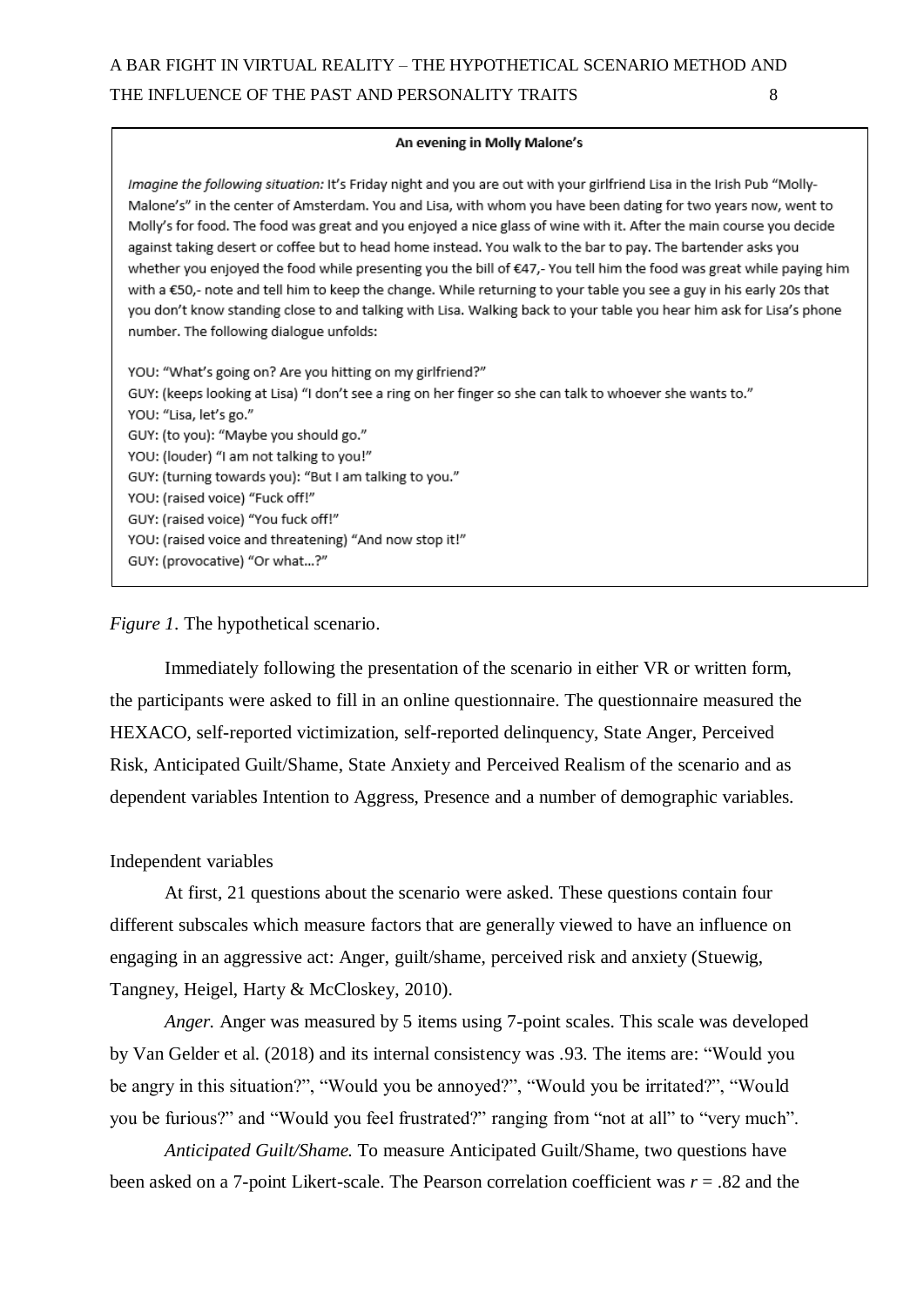**An evening in Molly Malone's**

*Imagine the following situation:* It's Friday night and you are out with your girlfriend Lisa in the Irish Pub "Molly-Malone's" in the center of Amsterdam. You and Lisa, with whom you have been dating for two years now, went to Molly's for food. The food was great and you enjoyed a nice glass of wine with it. After the main course you decide against taking desert or coffee but to head home instead. You walk to the bar to pay. The bartender asks you whether you enjoyed the food while presenting you the bill of €47,- You tell him the food was great while paying him with a €50,- note and tell him to keep the change. While returning to your table you see a guy in his early 20s that you don't know standing close to and talking with Lisa. Walking back to your table you hear him ask for Lisa's phone number. The following dialogue unfolds:

YOU: "What's going on? Are you hitting on my girlfriend?"
GUY: (keeps looking at Lisa) "I don't see a ring on her finger so she can talk to whoever she wants to."
YOU: "Lisa, let's go."
GUY: (to you): "Maybe you should go."
YOU: (louder) "I am not talking to you!"
GUY: (turning towards you): "But I am talking to you."
YOU: (raised voice) "Fuck off!"
GUY: (raised voice) "You fuck off!"
YOU: (raised voice and threatening) "And now stop it!"
GUY: (provocative) "Or what…?"

*Figure 1.* The hypothetical scenario.

Immediately following the presentation of the scenario in either VR or written form, the participants were asked to fill in an online questionnaire. The questionnaire measured the HEXACO, self-reported victimization, self-reported delinquency, State Anger, Perceived Risk, Anticipated Guilt/Shame, State Anxiety and Perceived Realism of the scenario and as dependent variables Intention to Aggress, Presence and a number of demographic variables.

Independent variables

At first, 21 questions about the scenario were asked. These questions contain four different subscales which measure factors that are generally viewed to have an influence on engaging in an aggressive act: Anger, guilt/shame, perceived risk and anxiety (Stuewig, Tangney, Heigel, Harty & McCloskey, 2010).

*Anger.* Anger was measured by 5 items using 7-point scales. This scale was developed by Van Gelder et al. (2018) and its internal consistency was .93. The items are: "Would you be angry in this situation?", "Would you be annoyed?", "Would you be irritated?", "Would you be furious?" and "Would you feel frustrated?" ranging from "not at all" to "very much".

*Anticipated Guilt/Shame.* To measure Anticipated Guilt/Shame, two questions have been asked on a 7-point Likert-scale. The Pearson correlation coefficient was $r = .82$ and the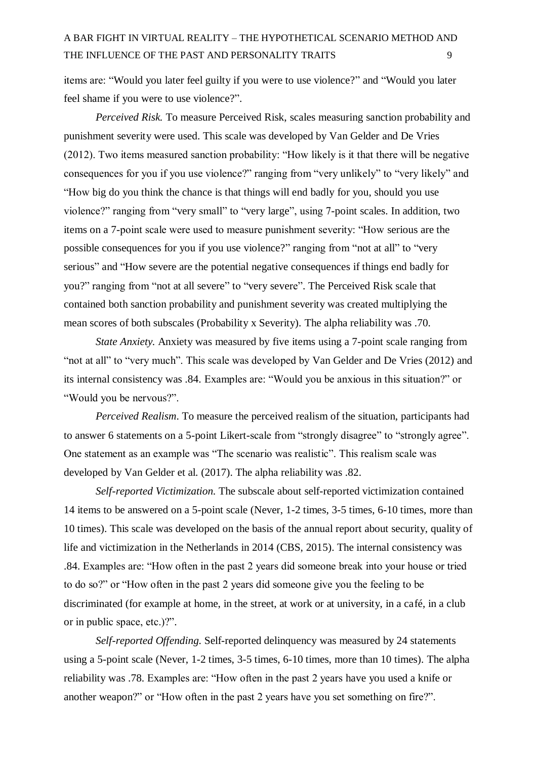items are: “Would you later feel guilty if you were to use violence?” and “Would you later feel shame if you were to use violence?”.

*Perceived Risk.* To measure Perceived Risk, scales measuring sanction probability and punishment severity were used. This scale was developed by Van Gelder and De Vries (2012). Two items measured sanction probability: “How likely is it that there will be negative consequences for you if you use violence?” ranging from “very unlikely” to “very likely” and “How big do you think the chance is that things will end badly for you, should you use violence?” ranging from “very small” to “very large”, using 7-point scales. In addition, two items on a 7-point scale were used to measure punishment severity: “How serious are the possible consequences for you if you use violence?” ranging from “not at all” to “very serious” and “How severe are the potential negative consequences if things end badly for you?” ranging from “not at all severe” to “very severe”. The Perceived Risk scale that contained both sanction probability and punishment severity was created multiplying the mean scores of both subscales (Probability x Severity). The alpha reliability was .70.

*State Anxiety.* Anxiety was measured by five items using a 7-point scale ranging from “not at all” to “very much”. This scale was developed by Van Gelder and De Vries (2012) and its internal consistency was .84. Examples are: “Would you be anxious in this situation?” or “Would you be nervous?”.

*Perceived Realism.* To measure the perceived realism of the situation, participants had to answer 6 statements on a 5-point Likert-scale from “strongly disagree” to “strongly agree”. One statement as an example was “The scenario was realistic”. This realism scale was developed by Van Gelder et al. (2017). The alpha reliability was .82.

*Self-reported Victimization.* The subscale about self-reported victimization contained 14 items to be answered on a 5-point scale (Never, 1-2 times, 3-5 times, 6-10 times, more than 10 times). This scale was developed on the basis of the annual report about security, quality of life and victimization in the Netherlands in 2014 (CBS, 2015). The internal consistency was .84. Examples are: “How often in the past 2 years did someone break into your house or tried to do so?” or “How often in the past 2 years did someone give you the feeling to be discriminated (for example at home, in the street, at work or at university, in a café, in a club or in public space, etc.)?”.

*Self-reported Offending.* Self-reported delinquency was measured by 24 statements using a 5-point scale (Never, 1-2 times, 3-5 times, 6-10 times, more than 10 times). The alpha reliability was .78. Examples are: “How often in the past 2 years have you used a knife or another weapon?” or “How often in the past 2 years have you set something on fire?”.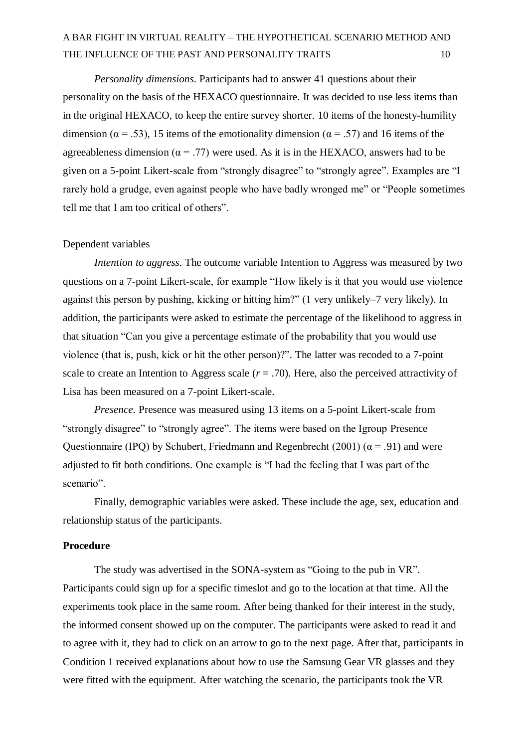*Personality dimensions*. Participants had to answer 41 questions about their personality on the basis of the HEXACO questionnaire. It was decided to use less items than in the original HEXACO, to keep the entire survey shorter. 10 items of the honesty-humility dimension ($\alpha = .53$), 15 items of the emotionality dimension ($\alpha = .57$) and 16 items of the agreeableness dimension ($\alpha = .77$) were used. As it is in the HEXACO, answers had to be given on a 5-point Likert-scale from "strongly disagree" to "strongly agree". Examples are "I rarely hold a grudge, even against people who have badly wronged me" or "People sometimes tell me that I am too critical of others".

Dependent variables

*Intention to aggress.* The outcome variable Intention to Aggress was measured by two questions on a 7-point Likert-scale, for example "How likely is it that you would use violence against this person by pushing, kicking or hitting him?" (1 very unlikely–7 very likely). In addition, the participants were asked to estimate the percentage of the likelihood to aggress in that situation "Can you give a percentage estimate of the probability that you would use violence (that is, push, kick or hit the other person)?". The latter was recoded to a 7-point scale to create an Intention to Aggress scale ($r = .70$). Here, also the perceived attractivity of Lisa has been measured on a 7-point Likert-scale.

*Presence.* Presence was measured using 13 items on a 5-point Likert-scale from "strongly disagree" to "strongly agree". The items were based on the Igroup Presence Questionnaire (IPQ) by Schubert, Friedmann and Regenbrecht (2001) ($\alpha = .91$) and were adjusted to fit both conditions. One example is "I had the feeling that I was part of the scenario".

Finally, demographic variables were asked. These include the age, sex, education and relationship status of the participants.

**Procedure**

The study was advertised in the SONA-system as "Going to the pub in VR". Participants could sign up for a specific timeslot and go to the location at that time. All the experiments took place in the same room. After being thanked for their interest in the study, the informed consent showed up on the computer. The participants were asked to read it and to agree with it, they had to click on an arrow to go to the next page. After that, participants in Condition 1 received explanations about how to use the Samsung Gear VR glasses and they were fitted with the equipment. After watching the scenario, the participants took the VR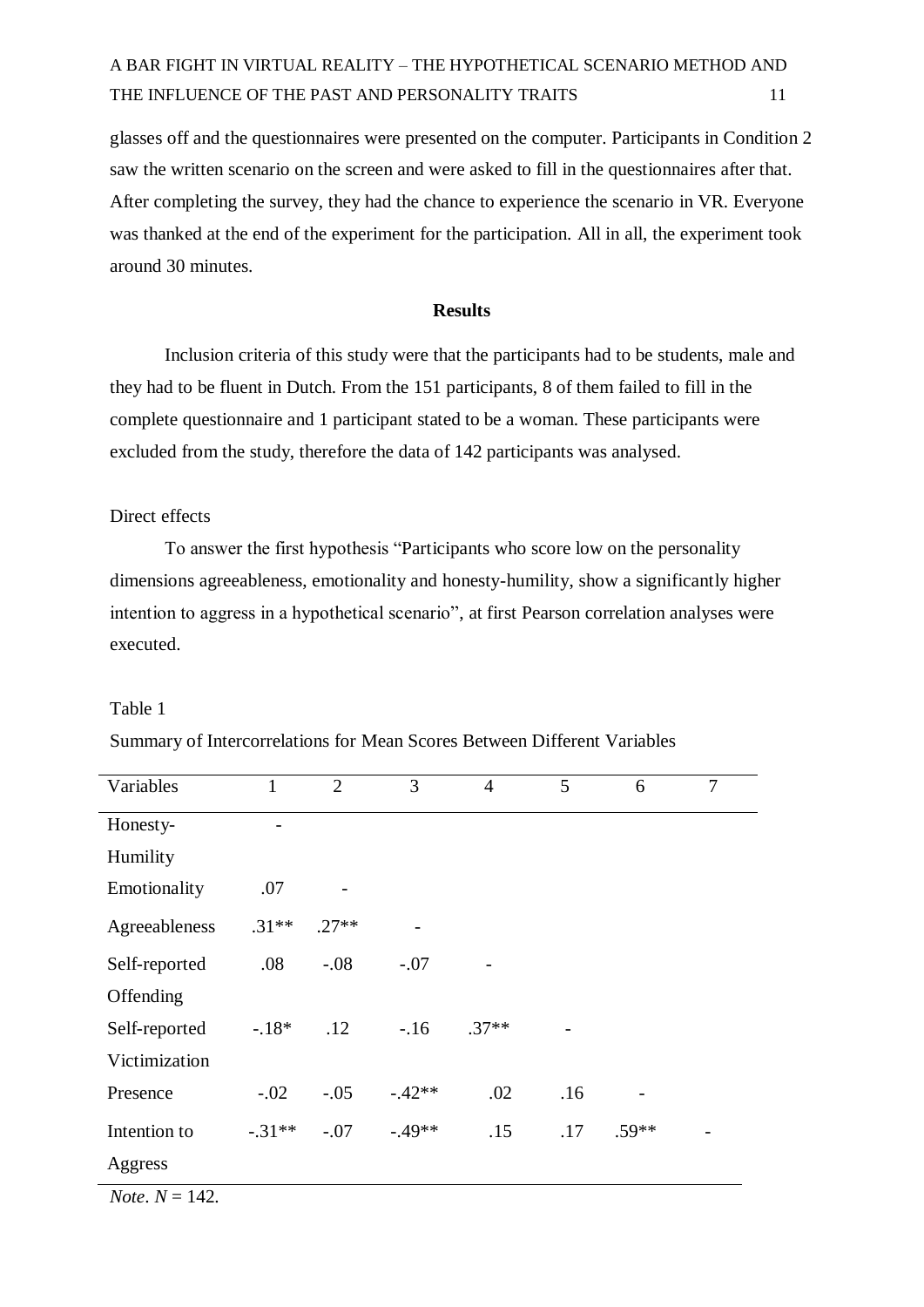glasses off and the questionnaires were presented on the computer. Participants in Condition 2 saw the written scenario on the screen and were asked to fill in the questionnaires after that. After completing the survey, they had the chance to experience the scenario in VR. Everyone was thanked at the end of the experiment for the participation. All in all, the experiment took around 30 minutes.

## Results

Inclusion criteria of this study were that the participants had to be students, male and they had to be fluent in Dutch. From the 151 participants, 8 of them failed to fill in the complete questionnaire and 1 participant stated to be a woman. These participants were excluded from the study, therefore the data of 142 participants was analysed.

### Direct effects

To answer the first hypothesis "Participants who score low on the personality dimensions agreeableness, emotionality and honesty-humility, show a significantly higher intention to aggress in a hypothetical scenario", at first Pearson correlation analyses were executed.

Table 1

Summary of Intercorrelations for Mean Scores Between Different Variables

| Variables | 1 | 2 | 3 | 4 | 5 | 6 | 7 |
|---|---|---|---|---|---|---|---|
| Honesty-Humility | - | | | | | | |
| Emotionality | .07 | - | | | | | |
| Agreeableness | .31** | .27** | - | | | | |
| Self-reported Offending | .08 | -.08 | -.07 | - | | | |
| Self-reported Victimization | -.18* | .12 | -.16 | .37** | - | | |
| Presence | -.02 | -.05 | -.42** | .02 | .16 | - | |
| Intention to Aggress | -.31** | -.07 | -.49** | .15 | .17 | .59** | - |

*Note*. $N = 142$.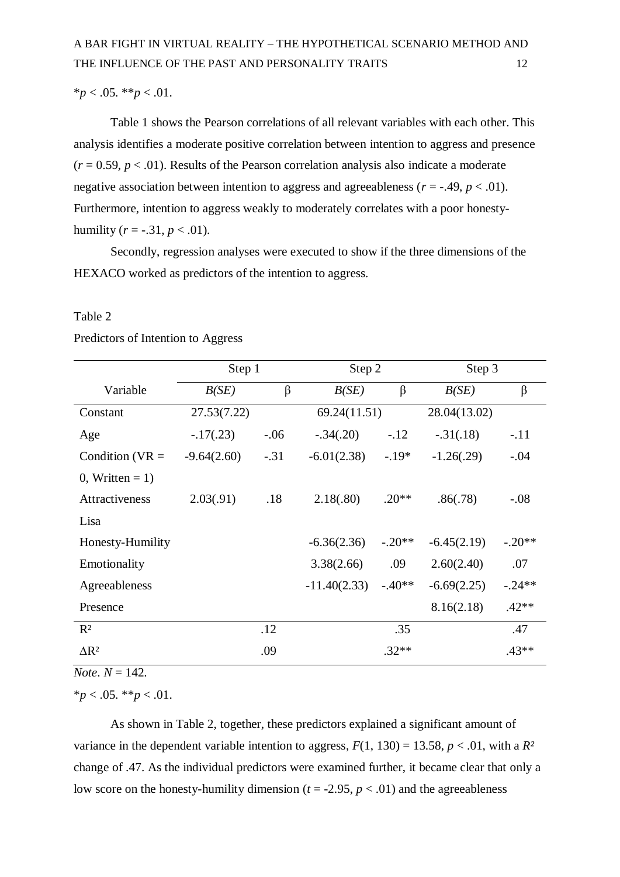*$p < .05$. **$p < .01$.

Table 1 shows the Pearson correlations of all relevant variables with each other. This analysis identifies a moderate positive correlation between intention to aggress and presence ($r = 0.59$, $p < .01$). Results of the Pearson correlation analysis also indicate a moderate negative association between intention to aggress and agreeableness ($r = -.49$, $p < .01$). Furthermore, intention to aggress weakly to moderately correlates with a poor honesty-humility ($r = -.31$, $p < .01$).

Secondly, regression analyses were executed to show if the three dimensions of the HEXACO worked as predictors of the intention to aggress.

Table 2

Predictors of Intention to Aggress

| | Step 1 | | Step 2 | | Step 3 | |
|---|---|---|---|---|---|---|
| Variable | *B(SE)* | β | *B(SE)* | β | *B(SE)* | β |
| Constant | 27.53(7.22) | | 69.24(11.51) | | 28.04(13.02) | |
| Age | -.17(.23) | -.06 | -.34(.20) | -.12 | -.31(.18) | -.11 |
| Condition (VR = 0, Written = 1) | -9.64(2.60) | -.31 | -6.01(2.38) | -.19* | -1.26(.29) | -.04 |
| Attractiveness Lisa | 2.03(.91) | .18 | 2.18(.80) | .20** | .86(.78) | -.08 |
| Honesty-Humility | | | -6.36(2.36) | -.20** | -6.45(2.19) | -.20** |
| Emotionality | | | 3.38(2.66) | .09 | 2.60(2.40) | .07 |
| Agreeableness | | | -11.40(2.33) | -.40** | -6.69(2.25) | -.24** |
| Presence | | | | | 8.16(2.18) | .42** |
| $R^2$ | | .12 | | .35 | | .47 |
| $\Delta R^2$ | | .09 | | .32** | | .43** |

*Note*. $N = 142$.

*$p < .05$. **$p < .01$.

As shown in Table 2, together, these predictors explained a significant amount of variance in the dependent variable intention to aggress, $F(1, 130) = 13.58$, $p < .01$, with a $R^2$ change of .47. As the individual predictors were examined further, it became clear that only a low score on the honesty-humility dimension ($t = -2.95$, $p < .01$) and the agreeableness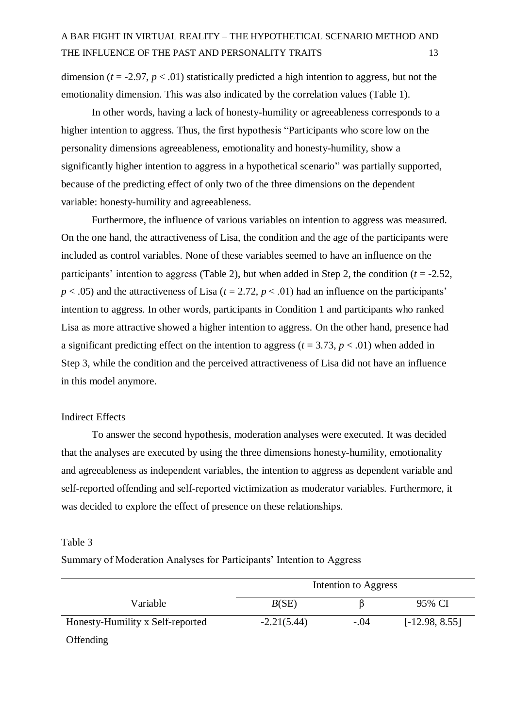dimension ($t = -2.97$, $p < .01$) statistically predicted a high intention to aggress, but not the emotionality dimension. This was also indicated by the correlation values (Table 1).

In other words, having a lack of honesty-humility or agreeableness corresponds to a higher intention to aggress. Thus, the first hypothesis "Participants who score low on the personality dimensions agreeableness, emotionality and honesty-humility, show a significantly higher intention to aggress in a hypothetical scenario" was partially supported, because of the predicting effect of only two of the three dimensions on the dependent variable: honesty-humility and agreeableness.

Furthermore, the influence of various variables on intention to aggress was measured. On the one hand, the attractiveness of Lisa, the condition and the age of the participants were included as control variables. None of these variables seemed to have an influence on the participants' intention to aggress (Table 2), but when added in Step 2, the condition ($t = -2.52$, $p < .05$) and the attractiveness of Lisa ($t = 2.72$, $p < .01$) had an influence on the participants' intention to aggress. In other words, participants in Condition 1 and participants who ranked Lisa as more attractive showed a higher intention to aggress. On the other hand, presence had a significant predicting effect on the intention to aggress ($t = 3.73$, $p < .01$) when added in Step 3, while the condition and the perceived attractiveness of Lisa did not have an influence in this model anymore.

## Indirect Effects

To answer the second hypothesis, moderation analyses were executed. It was decided that the analyses are executed by using the three dimensions honesty-humility, emotionality and agreeableness as independent variables, the intention to aggress as dependent variable and self-reported offending and self-reported victimization as moderator variables. Furthermore, it was decided to explore the effect of presence on these relationships.

Table 3

Summary of Moderation Analyses for Participants' Intention to Aggress

| | Intention to Aggress | | |
|---|---|---|---|
| Variable | *B*(SE) | β | 95% CI |
| Honesty-Humility x Self-reported Offending | -2.21(5.44) | -.04 | [-12.98, 8.55] |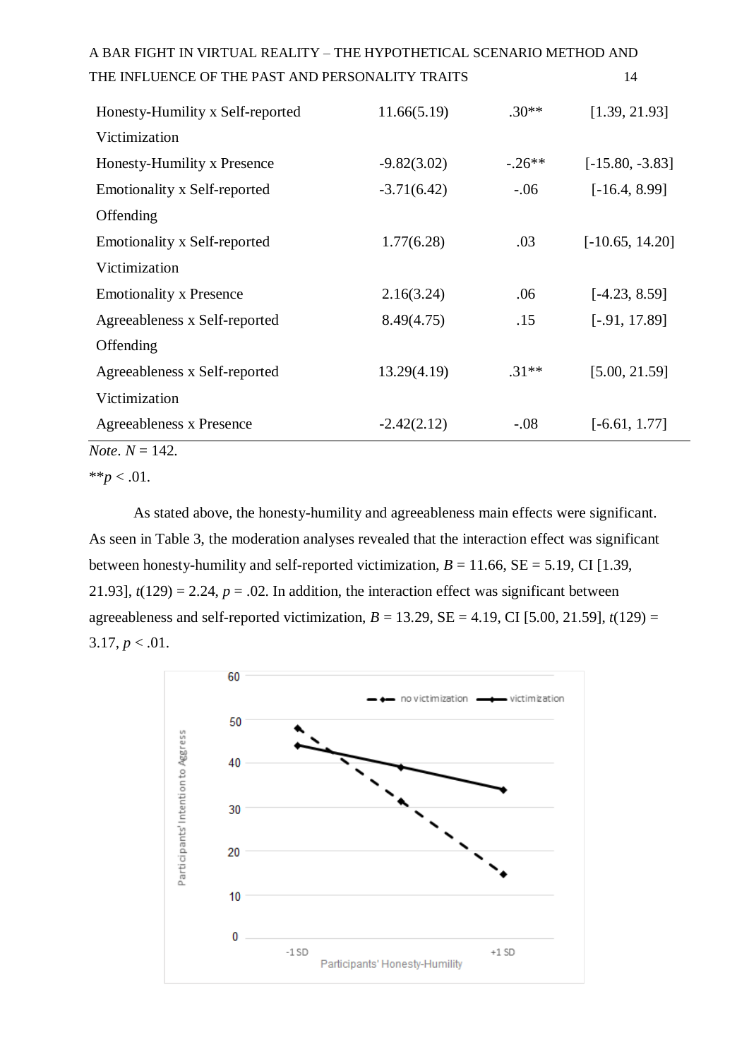| | | | |
|---|---|---|---|
| Honesty-Humility x Self-reported Victimization | 11.66(5.19) | .30** | [1.39, 21.93] |
| Honesty-Humility x Presence | -9.82(3.02) | -.26** | [-15.80, -3.83] |
| Emotionality x Self-reported Offending | -3.71(6.42) | -.06 | [-16.4, 8.99] |
| Emotionality x Self-reported Victimization | 1.77(6.28) | .03 | [-10.65, 14.20] |
| Emotionality x Presence | 2.16(3.24) | .06 | [-4.23, 8.59] |
| Agreeableness x Self-reported Offending | 8.49(4.75) | .15 | [-.91, 17.89] |
| Agreeableness x Self-reported Victimization | 13.29(4.19) | .31** | [5.00, 21.59] |
| Agreeableness x Presence | -2.42(2.12) | -.08 | [-6.61, 1.77] |

*Note*. $N = 142$.

$^{**}p < .01$.

As stated above, the honesty-humility and agreeableness main effects were significant. As seen in Table 3, the moderation analyses revealed that the interaction effect was significant between honesty-humility and self-reported victimization, $B = 11.66$, SE = 5.19, CI [1.39, 21.93], $t(129) = 2.24$, $p = .02$. In addition, the interaction effect was significant between agreeableness and self-reported victimization, $B = 13.29$, SE = 4.19, CI [5.00, 21.59], $t(129) = 3.17$, $p < .01$.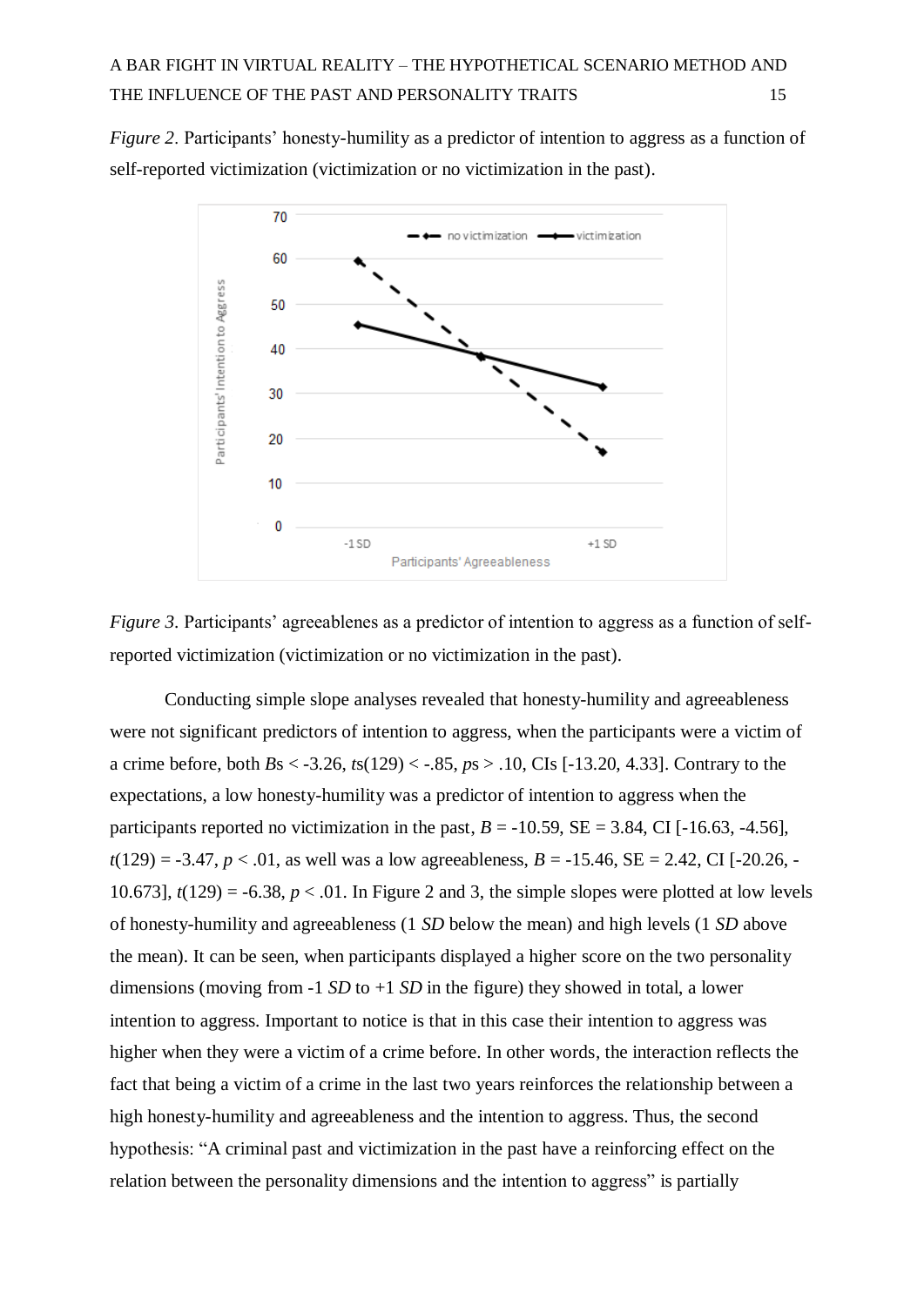*Figure 2*. Participants' honesty-humility as a predictor of intention to aggress as a function of self-reported victimization (victimization or no victimization in the past).

*Figure 3*. Participants' agreeablenes as a predictor of intention to aggress as a function of self-reported victimization (victimization or no victimization in the past).

Conducting simple slope analyses revealed that honesty-humility and agreeableness were not significant predictors of intention to aggress, when the participants were a victim of a crime before, both $B$s < -3.26, $t$s(129) < -.85, $p$s > .10, CIs [-13.20, 4.33]. Contrary to the expectations, a low honesty-humility was a predictor of intention to aggress when the participants reported no victimization in the past, $B$ = -10.59, SE = 3.84, CI [-16.63, -4.56], $t(129) = -3.47$, $p < .01$, as well was a low agreeableness, $B$ = -15.46, SE = 2.42, CI [-20.26, -10.673], $t(129) = -6.38$, $p < .01$. In Figure 2 and 3, the simple slopes were plotted at low levels of honesty-humility and agreeableness (1 *SD* below the mean) and high levels (1 *SD* above the mean). It can be seen, when participants displayed a higher score on the two personality dimensions (moving from -1 *SD* to +1 *SD* in the figure) they showed in total, a lower intention to aggress. Important to notice is that in this case their intention to aggress was higher when they were a victim of a crime before. In other words, the interaction reflects the fact that being a victim of a crime in the last two years reinforces the relationship between a high honesty-humility and agreeableness and the intention to aggress. Thus, the second hypothesis: "A criminal past and victimization in the past have a reinforcing effect on the relation between the personality dimensions and the intention to aggress" is partially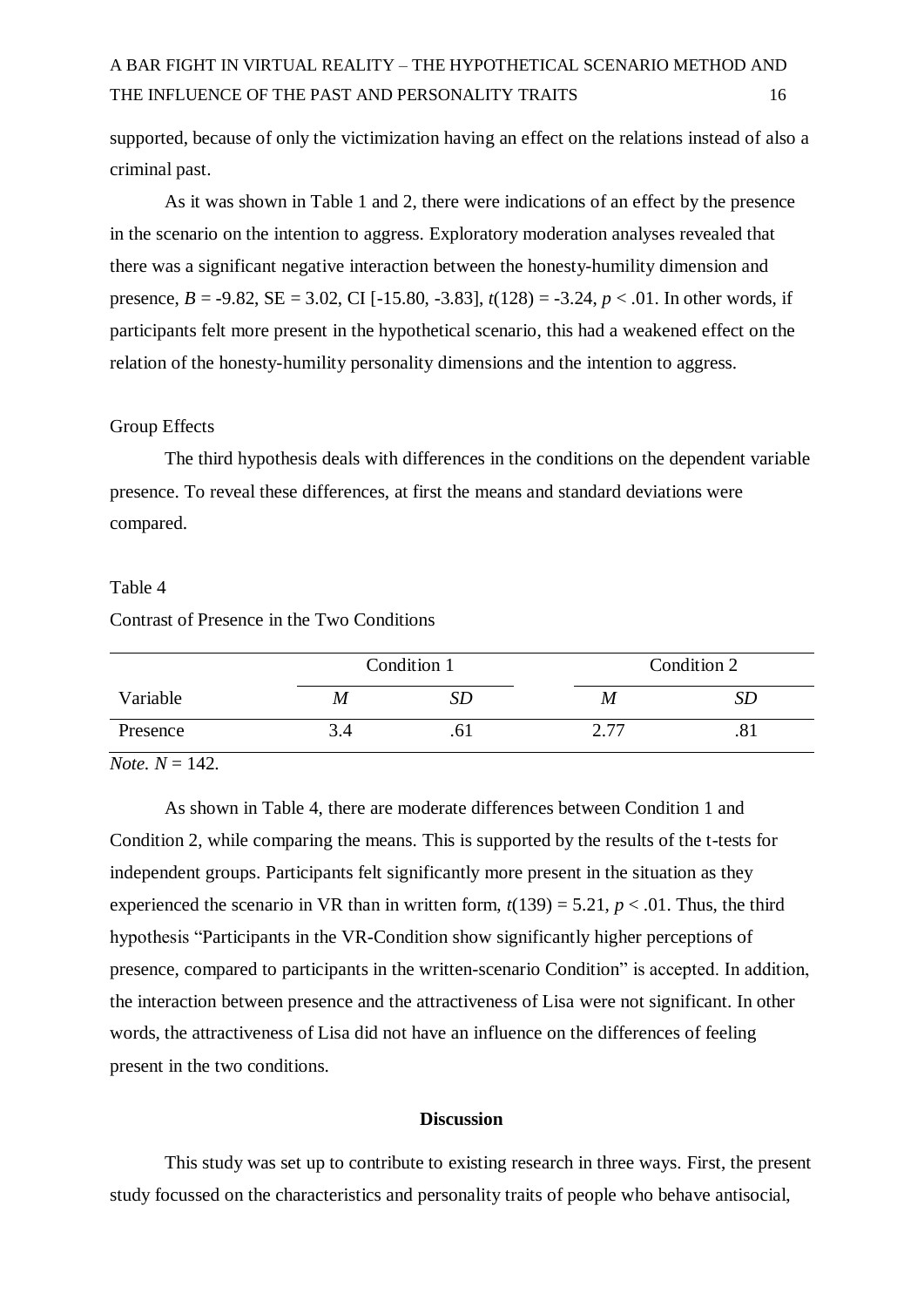supported, because of only the victimization having an effect on the relations instead of also a criminal past.

As it was shown in Table 1 and 2, there were indications of an effect by the presence in the scenario on the intention to aggress. Exploratory moderation analyses revealed that there was a significant negative interaction between the honesty-humility dimension and presence, $B = -9.82$, SE = 3.02, CI [-15.80, -3.83], $t(128) = -3.24$, $p < .01$. In other words, if participants felt more present in the hypothetical scenario, this had a weakened effect on the relation of the honesty-humility personality dimensions and the intention to aggress.

### Group Effects

The third hypothesis deals with differences in the conditions on the dependent variable presence. To reveal these differences, at first the means and standard deviations were compared.

Table 4

Contrast of Presence in the Two Conditions

| | Condition 1 | | Condition 2 | |
|---|---|---|---|---|
| Variable | *M* | *SD* | *M* | *SD* |
| Presence | 3.4 | .61 | 2.77 | .81 |

*Note.* $N = 142$.

As shown in Table 4, there are moderate differences between Condition 1 and Condition 2, while comparing the means. This is supported by the results of the t-tests for independent groups. Participants felt significantly more present in the situation as they experienced the scenario in VR than in written form, $t(139) = 5.21$, $p < .01$. Thus, the third hypothesis "Participants in the VR-Condition show significantly higher perceptions of presence, compared to participants in the written-scenario Condition" is accepted. In addition, the interaction between presence and the attractiveness of Lisa were not significant. In other words, the attractiveness of Lisa did not have an influence on the differences of feeling present in the two conditions.

## Discussion

This study was set up to contribute to existing research in three ways. First, the present study focussed on the characteristics and personality traits of people who behave antisocial,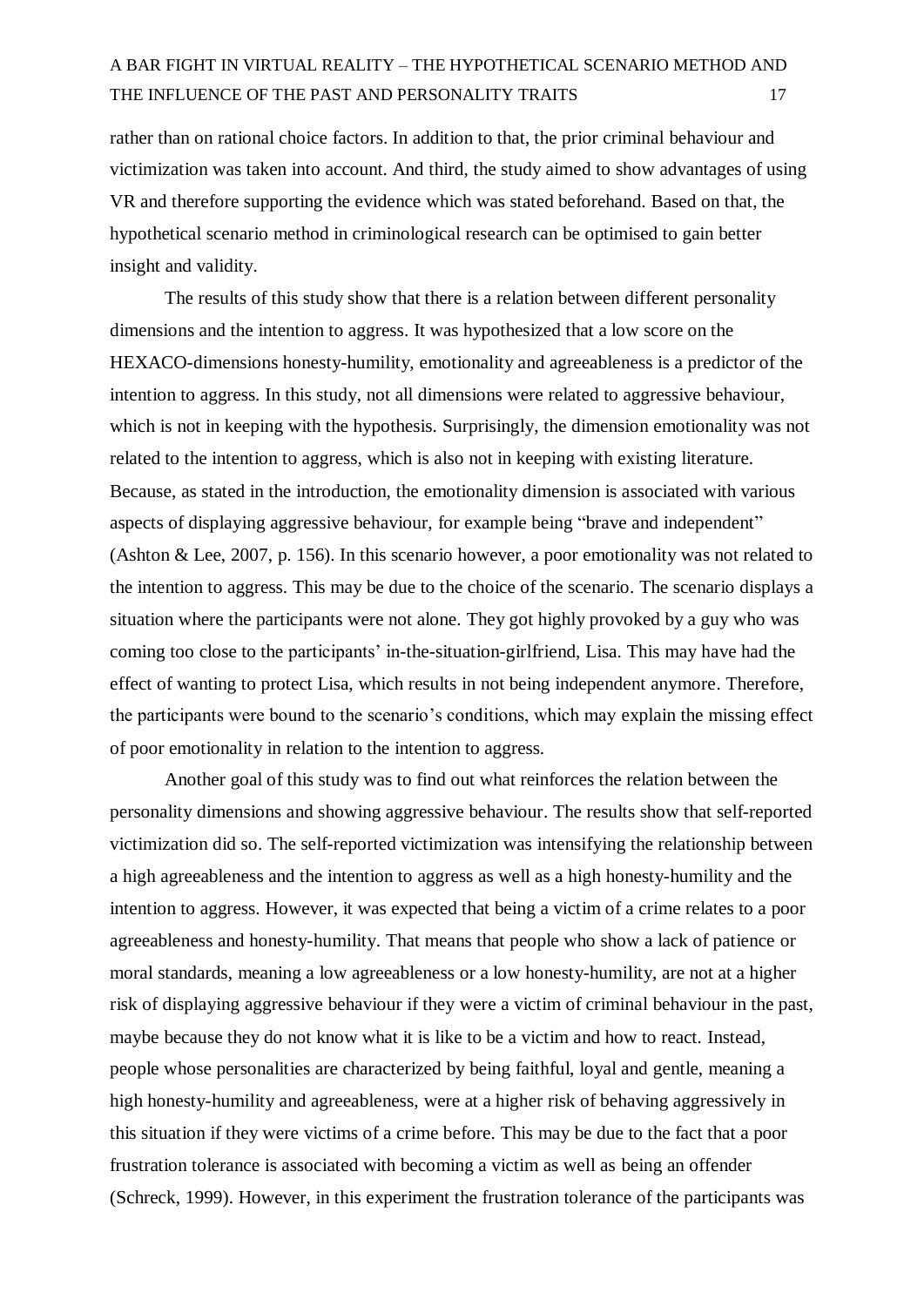rather than on rational choice factors. In addition to that, the prior criminal behaviour and victimization was taken into account. And third, the study aimed to show advantages of using VR and therefore supporting the evidence which was stated beforehand. Based on that, the hypothetical scenario method in criminological research can be optimised to gain better insight and validity.

The results of this study show that there is a relation between different personality dimensions and the intention to aggress. It was hypothesized that a low score on the HEXACO-dimensions honesty-humility, emotionality and agreeableness is a predictor of the intention to aggress. In this study, not all dimensions were related to aggressive behaviour, which is not in keeping with the hypothesis. Surprisingly, the dimension emotionality was not related to the intention to aggress, which is also not in keeping with existing literature. Because, as stated in the introduction, the emotionality dimension is associated with various aspects of displaying aggressive behaviour, for example being "brave and independent" (Ashton & Lee, 2007, p. 156). In this scenario however, a poor emotionality was not related to the intention to aggress. This may be due to the choice of the scenario. The scenario displays a situation where the participants were not alone. They got highly provoked by a guy who was coming too close to the participants' in-the-situation-girlfriend, Lisa. This may have had the effect of wanting to protect Lisa, which results in not being independent anymore. Therefore, the participants were bound to the scenario's conditions, which may explain the missing effect of poor emotionality in relation to the intention to aggress.

Another goal of this study was to find out what reinforces the relation between the personality dimensions and showing aggressive behaviour. The results show that self-reported victimization did so. The self-reported victimization was intensifying the relationship between a high agreeableness and the intention to aggress as well as a high honesty-humility and the intention to aggress. However, it was expected that being a victim of a crime relates to a poor agreeableness and honesty-humility. That means that people who show a lack of patience or moral standards, meaning a low agreeableness or a low honesty-humility, are not at a higher risk of displaying aggressive behaviour if they were a victim of criminal behaviour in the past, maybe because they do not know what it is like to be a victim and how to react. Instead, people whose personalities are characterized by being faithful, loyal and gentle, meaning a high honesty-humility and agreeableness, were at a higher risk of behaving aggressively in this situation if they were victims of a crime before. This may be due to the fact that a poor frustration tolerance is associated with becoming a victim as well as being an offender (Schreck, 1999). However, in this experiment the frustration tolerance of the participants was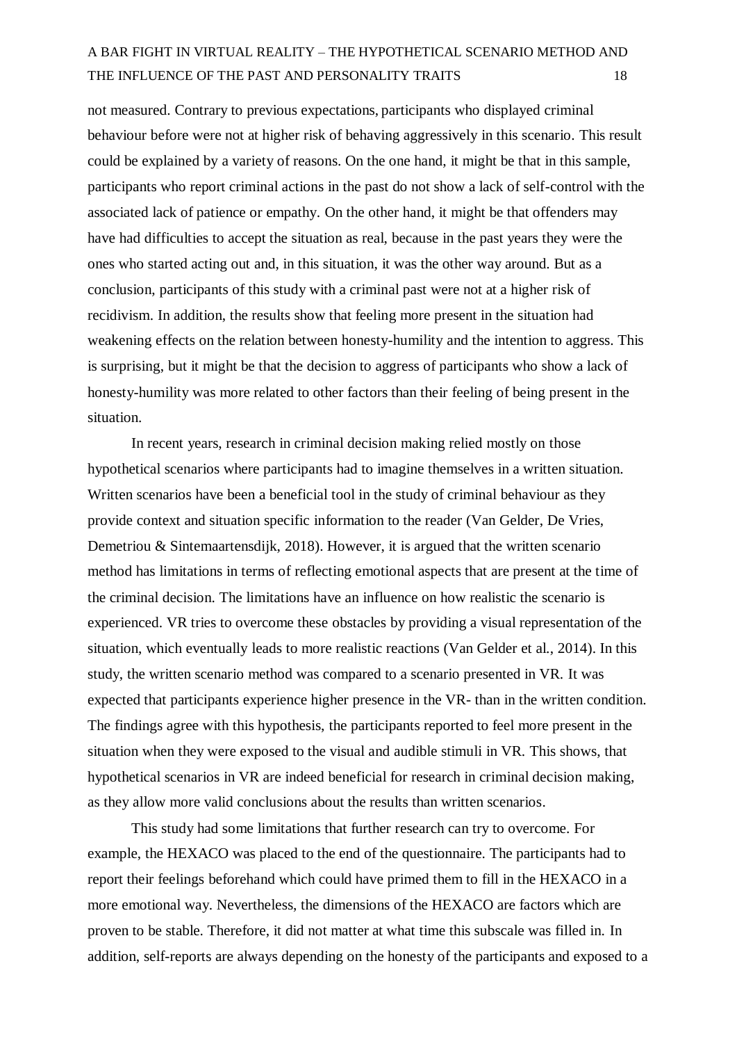not measured. Contrary to previous expectations, participants who displayed criminal behaviour before were not at higher risk of behaving aggressively in this scenario. This result could be explained by a variety of reasons. On the one hand, it might be that in this sample, participants who report criminal actions in the past do not show a lack of self-control with the associated lack of patience or empathy. On the other hand, it might be that offenders may have had difficulties to accept the situation as real, because in the past years they were the ones who started acting out and, in this situation, it was the other way around. But as a conclusion, participants of this study with a criminal past were not at a higher risk of recidivism. In addition, the results show that feeling more present in the situation had weakening effects on the relation between honesty-humility and the intention to aggress. This is surprising, but it might be that the decision to aggress of participants who show a lack of honesty-humility was more related to other factors than their feeling of being present in the situation.

In recent years, research in criminal decision making relied mostly on those hypothetical scenarios where participants had to imagine themselves in a written situation. Written scenarios have been a beneficial tool in the study of criminal behaviour as they provide context and situation specific information to the reader (Van Gelder, De Vries, Demetriou & Sintemaartensdijk, 2018). However, it is argued that the written scenario method has limitations in terms of reflecting emotional aspects that are present at the time of the criminal decision. The limitations have an influence on how realistic the scenario is experienced. VR tries to overcome these obstacles by providing a visual representation of the situation, which eventually leads to more realistic reactions (Van Gelder et al., 2014). In this study, the written scenario method was compared to a scenario presented in VR. It was expected that participants experience higher presence in the VR- than in the written condition. The findings agree with this hypothesis, the participants reported to feel more present in the situation when they were exposed to the visual and audible stimuli in VR. This shows, that hypothetical scenarios in VR are indeed beneficial for research in criminal decision making, as they allow more valid conclusions about the results than written scenarios.

This study had some limitations that further research can try to overcome. For example, the HEXACO was placed to the end of the questionnaire. The participants had to report their feelings beforehand which could have primed them to fill in the HEXACO in a more emotional way. Nevertheless, the dimensions of the HEXACO are factors which are proven to be stable. Therefore, it did not matter at what time this subscale was filled in. In addition, self-reports are always depending on the honesty of the participants and exposed to a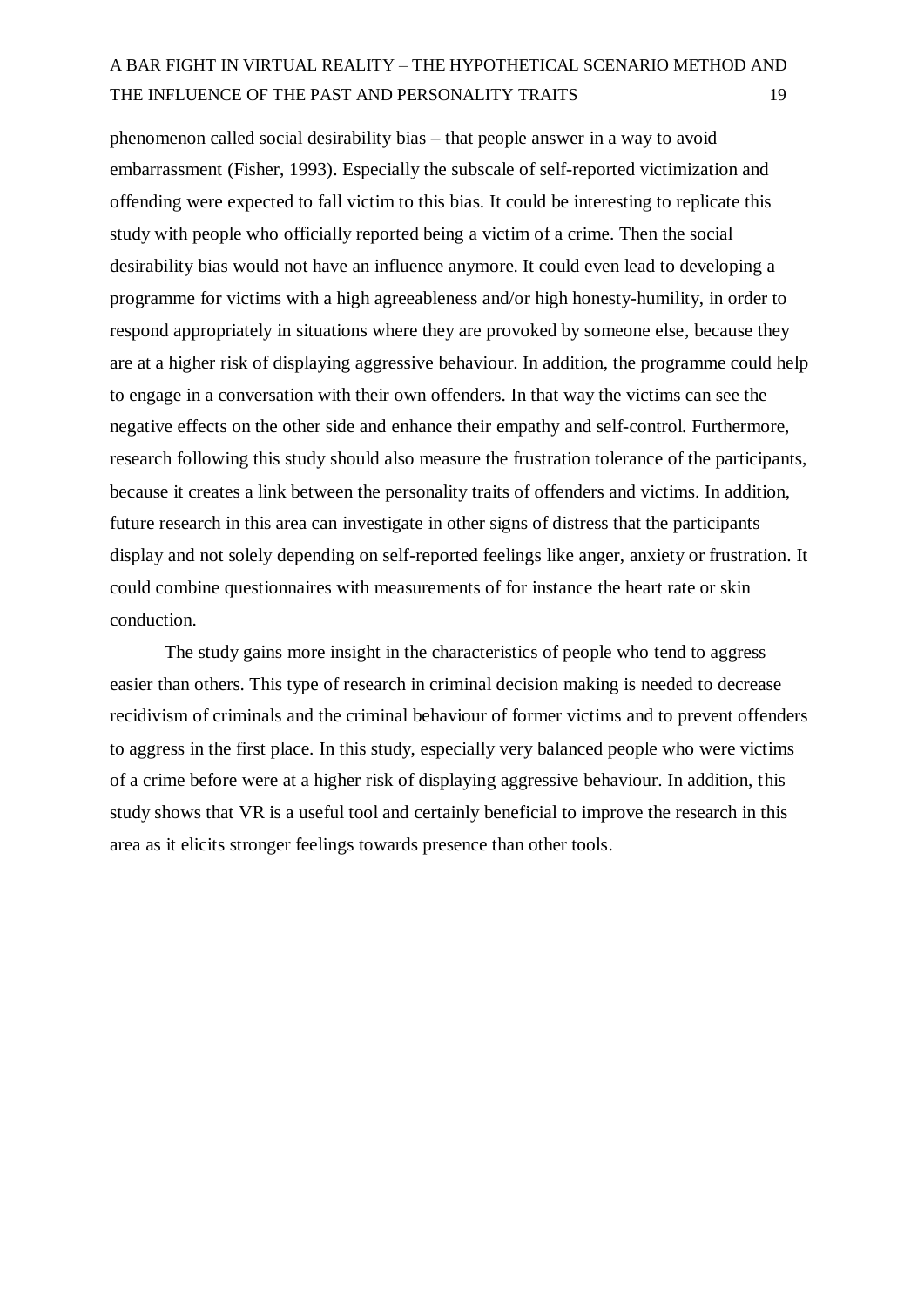phenomenon called social desirability bias – that people answer in a way to avoid embarrassment (Fisher, 1993). Especially the subscale of self-reported victimization and offending were expected to fall victim to this bias. It could be interesting to replicate this study with people who officially reported being a victim of a crime. Then the social desirability bias would not have an influence anymore. It could even lead to developing a programme for victims with a high agreeableness and/or high honesty-humility, in order to respond appropriately in situations where they are provoked by someone else, because they are at a higher risk of displaying aggressive behaviour. In addition, the programme could help to engage in a conversation with their own offenders. In that way the victims can see the negative effects on the other side and enhance their empathy and self-control. Furthermore, research following this study should also measure the frustration tolerance of the participants, because it creates a link between the personality traits of offenders and victims. In addition, future research in this area can investigate in other signs of distress that the participants display and not solely depending on self-reported feelings like anger, anxiety or frustration. It could combine questionnaires with measurements of for instance the heart rate or skin conduction.

The study gains more insight in the characteristics of people who tend to aggress easier than others. This type of research in criminal decision making is needed to decrease recidivism of criminals and the criminal behaviour of former victims and to prevent offenders to aggress in the first place. In this study, especially very balanced people who were victims of a crime before were at a higher risk of displaying aggressive behaviour. In addition, this study shows that VR is a useful tool and certainly beneficial to improve the research in this area as it elicits stronger feelings towards presence than other tools.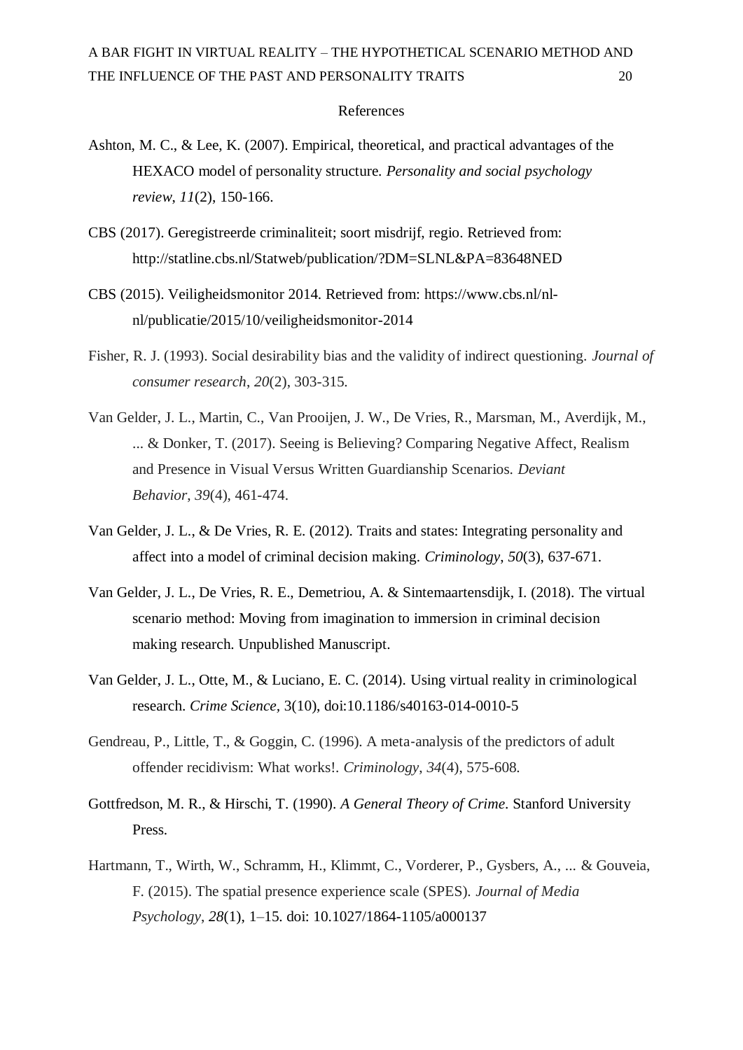# References

Ashton, M. C., & Lee, K. (2007). Empirical, theoretical, and practical advantages of the HEXACO model of personality structure. *Personality and social psychology review*, *11*(2), 150-166.

CBS (2017). Geregistreerde criminaliteit; soort misdrijf, regio. Retrieved from: http://statline.cbs.nl/Statweb/publication/?DM=SLNL&PA=83648NED

CBS (2015). Veiligheidsmonitor 2014. Retrieved from: https://www.cbs.nl/nl-nl/publicatie/2015/10/veiligheidsmonitor-2014

Fisher, R. J. (1993). Social desirability bias and the validity of indirect questioning. *Journal of consumer research*, *20*(2), 303-315.

Van Gelder, J. L., Martin, C., Van Prooijen, J. W., De Vries, R., Marsman, M., Averdijk, M., ... & Donker, T. (2017). Seeing is Believing? Comparing Negative Affect, Realism and Presence in Visual Versus Written Guardianship Scenarios. *Deviant Behavior*, *39*(4), 461-474.

Van Gelder, J. L., & De Vries, R. E. (2012). Traits and states: Integrating personality and affect into a model of criminal decision making. *Criminology*, *50*(3), 637-671.

Van Gelder, J. L., De Vries, R. E., Demetriou, A. & Sintemaartensdijk, I. (2018). The virtual scenario method: Moving from imagination to immersion in criminal decision making research. Unpublished Manuscript.

Van Gelder, J. L., Otte, M., & Luciano, E. C. (2014). Using virtual reality in criminological research. *Crime Science*, 3(10), doi:10.1186/s40163-014-0010-5

Gendreau, P., Little, T., & Goggin, C. (1996). A meta‐analysis of the predictors of adult offender recidivism: What works!. *Criminology*, *34*(4), 575-608.

Gottfredson, M. R., & Hirschi, T. (1990). *A General Theory of Crime*. Stanford University Press.

Hartmann, T., Wirth, W., Schramm, H., Klimmt, C., Vorderer, P., Gysbers, A., ... & Gouveia, F. (2015). The spatial presence experience scale (SPES). *Journal of Media Psychology*, *28*(1), 1–15. doi: 10.1027/1864-1105/a000137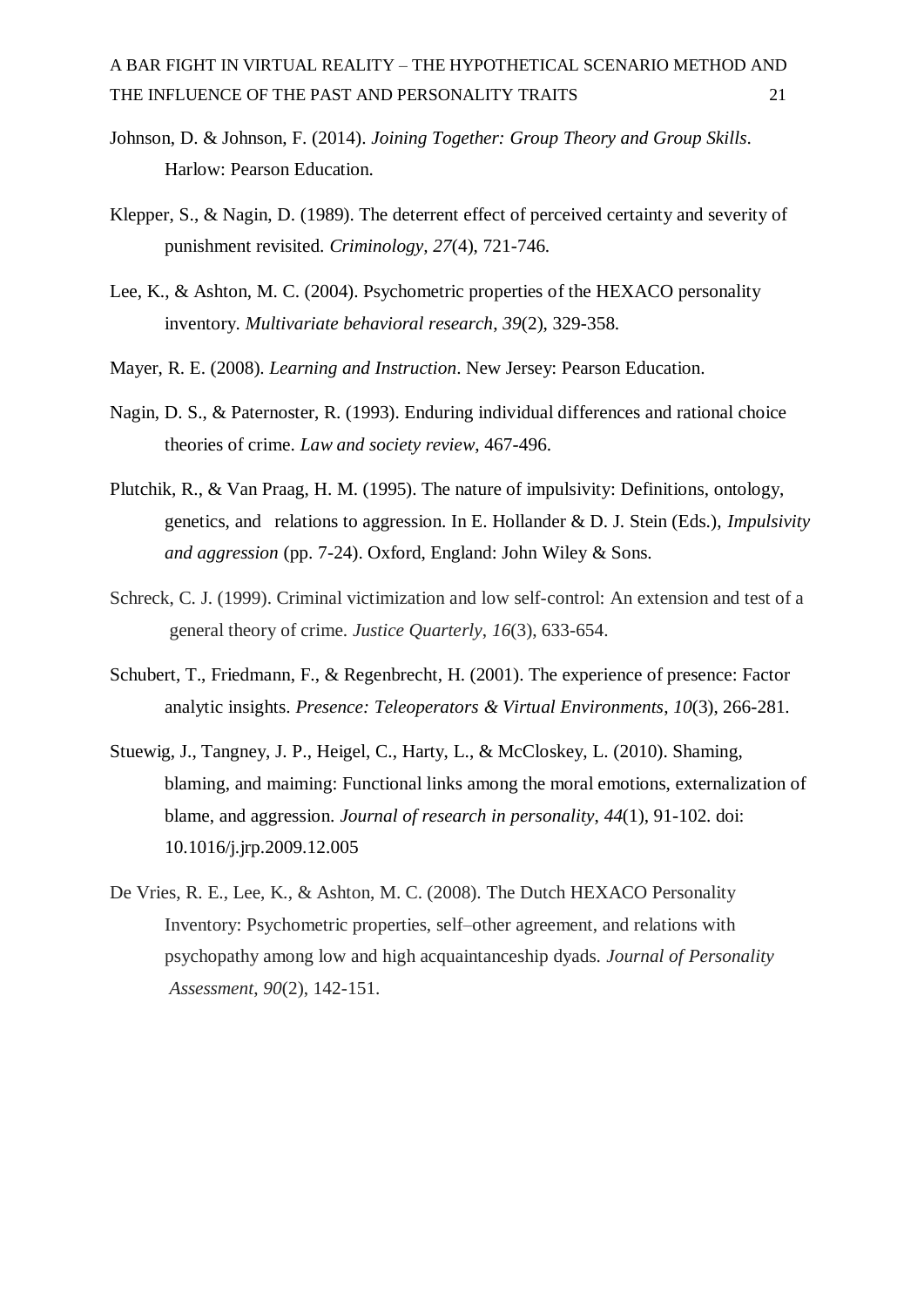Johnson, D. & Johnson, F. (2014). *Joining Together: Group Theory and Group Skills*. Harlow: Pearson Education.

Klepper, S., & Nagin, D. (1989). The deterrent effect of perceived certainty and severity of punishment revisited. *Criminology*, *27*(4), 721-746.

Lee, K., & Ashton, M. C. (2004). Psychometric properties of the HEXACO personality inventory. *Multivariate behavioral research*, *39*(2), 329-358.

Mayer, R. E. (2008). *Learning and Instruction*. New Jersey: Pearson Education.

Nagin, D. S., & Paternoster, R. (1993). Enduring individual differences and rational choice theories of crime. *Law and society review*, 467-496.

Plutchik, R., & Van Praag, H. M. (1995). The nature of impulsivity: Definitions, ontology, genetics, and relations to aggression. In E. Hollander & D. J. Stein (Eds.), *Impulsivity and aggression* (pp. 7-24). Oxford, England: John Wiley & Sons.

Schreck, C. J. (1999). Criminal victimization and low self-control: An extension and test of a general theory of crime. *Justice Quarterly*, *16*(3), 633-654.

Schubert, T., Friedmann, F., & Regenbrecht, H. (2001). The experience of presence: Factor analytic insights. *Presence: Teleoperators & Virtual Environments*, *10*(3), 266-281.

Stuewig, J., Tangney, J. P., Heigel, C., Harty, L., & McCloskey, L. (2010). Shaming, blaming, and maiming: Functional links among the moral emotions, externalization of blame, and aggression. *Journal of research in personality*, *44*(1), 91-102. doi: 10.1016/j.jrp.2009.12.005

De Vries, R. E., Lee, K., & Ashton, M. C. (2008). The Dutch HEXACO Personality Inventory: Psychometric properties, self–other agreement, and relations with psychopathy among low and high acquaintanceship dyads. *Journal of Personality Assessment*, *90*(2), 142-151.